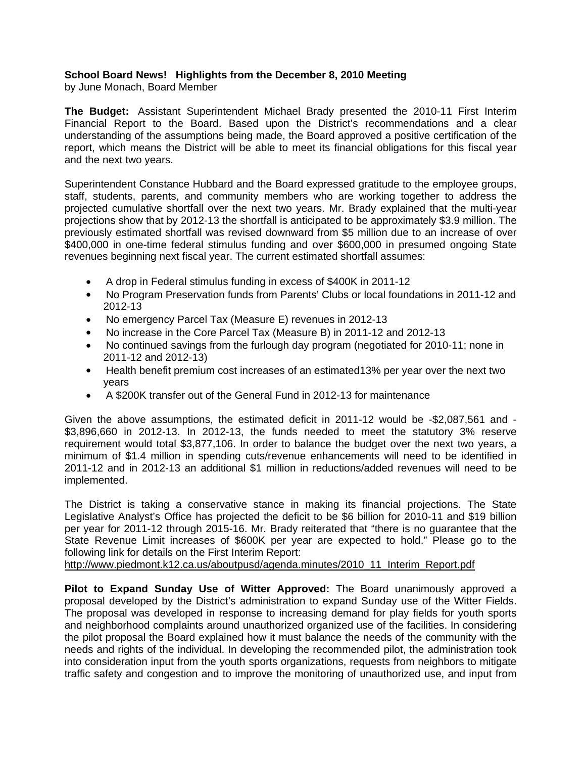**School Board News! Highlights from the December 8, 2010 Meeting**
by June Monach, Board Member

**The Budget:** Assistant Superintendent Michael Brady presented the 2010-11 First Interim Financial Report to the Board. Based upon the District's recommendations and a clear understanding of the assumptions being made, the Board approved a positive certification of the report, which means the District will be able to meet its financial obligations for this fiscal year and the next two years.

Superintendent Constance Hubbard and the Board expressed gratitude to the employee groups, staff, students, parents, and community members who are working together to address the projected cumulative shortfall over the next two years. Mr. Brady explained that the multi-year projections show that by 2012-13 the shortfall is anticipated to be approximately $3.9 million. The previously estimated shortfall was revised downward from $5 million due to an increase of over $400,000 in one-time federal stimulus funding and over $600,000 in presumed ongoing State revenues beginning next fiscal year. The current estimated shortfall assumes:

- A drop in Federal stimulus funding in excess of $400K in 2011-12
- No Program Preservation funds from Parents' Clubs or local foundations in 2011-12 and 2012-13
- No emergency Parcel Tax (Measure E) revenues in 2012-13
- No increase in the Core Parcel Tax (Measure B) in 2011-12 and 2012-13
- No continued savings from the furlough day program (negotiated for 2010-11; none in 2011-12 and 2012-13)
- Health benefit premium cost increases of an estimated13% per year over the next two years
- A $200K transfer out of the General Fund in 2012-13 for maintenance

Given the above assumptions, the estimated deficit in 2011-12 would be -$2,087,561 and -$3,896,660 in 2012-13. In 2012-13, the funds needed to meet the statutory 3% reserve requirement would total $3,877,106. In order to balance the budget over the next two years, a minimum of $1.4 million in spending cuts/revenue enhancements will need to be identified in 2011-12 and in 2012-13 an additional $1 million in reductions/added revenues will need to be implemented.

The District is taking a conservative stance in making its financial projections. The State Legislative Analyst's Office has projected the deficit to be $6 billion for 2010-11 and $19 billion per year for 2011-12 through 2015-16. Mr. Brady reiterated that "there is no guarantee that the State Revenue Limit increases of $600K per year are expected to hold." Please go to the following link for details on the First Interim Report:
http://www.piedmont.k12.ca.us/aboutpusd/agenda.minutes/2010_11_Interim_Report.pdf

**Pilot to Expand Sunday Use of Witter Approved:** The Board unanimously approved a proposal developed by the District's administration to expand Sunday use of the Witter Fields. The proposal was developed in response to increasing demand for play fields for youth sports and neighborhood complaints around unauthorized organized use of the facilities. In considering the pilot proposal the Board explained how it must balance the needs of the community with the needs and rights of the individual. In developing the recommended pilot, the administration took into consideration input from the youth sports organizations, requests from neighbors to mitigate traffic safety and congestion and to improve the monitoring of unauthorized use, and input from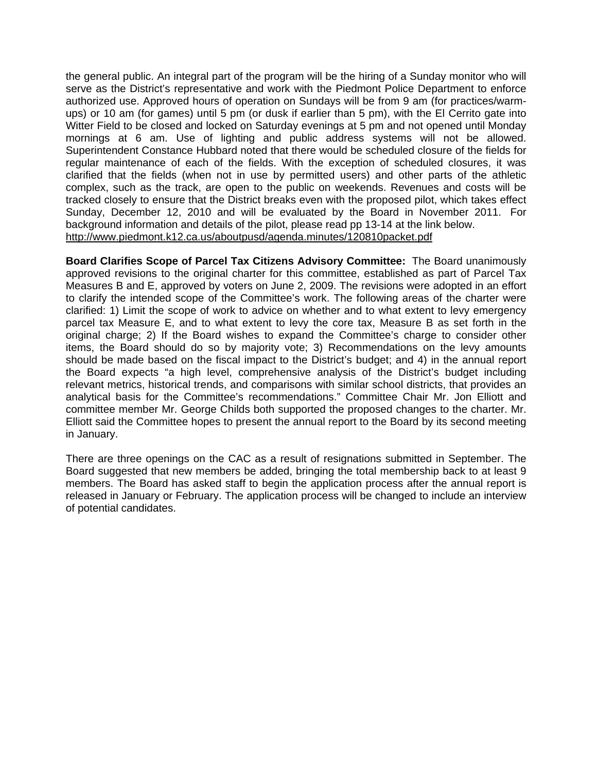the general public. An integral part of the program will be the hiring of a Sunday monitor who will serve as the District's representative and work with the Piedmont Police Department to enforce authorized use. Approved hours of operation on Sundays will be from 9 am (for practices/warm-ups) or 10 am (for games) until 5 pm (or dusk if earlier than 5 pm), with the El Cerrito gate into Witter Field to be closed and locked on Saturday evenings at 5 pm and not opened until Monday mornings at 6 am. Use of lighting and public address systems will not be allowed. Superintendent Constance Hubbard noted that there would be scheduled closure of the fields for regular maintenance of each of the fields. With the exception of scheduled closures, it was clarified that the fields (when not in use by permitted users) and other parts of the athletic complex, such as the track, are open to the public on weekends. Revenues and costs will be tracked closely to ensure that the District breaks even with the proposed pilot, which takes effect Sunday, December 12, 2010 and will be evaluated by the Board in November 2011. For background information and details of the pilot, please read pp 13-14 at the link below.
http://www.piedmont.k12.ca.us/aboutpusd/agenda.minutes/120810packet.pdf

**Board Clarifies Scope of Parcel Tax Citizens Advisory Committee:** The Board unanimously approved revisions to the original charter for this committee, established as part of Parcel Tax Measures B and E, approved by voters on June 2, 2009. The revisions were adopted in an effort to clarify the intended scope of the Committee's work. The following areas of the charter were clarified: 1) Limit the scope of work to advice on whether and to what extent to levy emergency parcel tax Measure E, and to what extent to levy the core tax, Measure B as set forth in the original charge; 2) If the Board wishes to expand the Committee's charge to consider other items, the Board should do so by majority vote; 3) Recommendations on the levy amounts should be made based on the fiscal impact to the District's budget; and 4) in the annual report the Board expects "a high level, comprehensive analysis of the District's budget including relevant metrics, historical trends, and comparisons with similar school districts, that provides an analytical basis for the Committee's recommendations." Committee Chair Mr. Jon Elliott and committee member Mr. George Childs both supported the proposed changes to the charter. Mr. Elliott said the Committee hopes to present the annual report to the Board by its second meeting in January.

There are three openings on the CAC as a result of resignations submitted in September. The Board suggested that new members be added, bringing the total membership back to at least 9 members. The Board has asked staff to begin the application process after the annual report is released in January or February. The application process will be changed to include an interview of potential candidates.